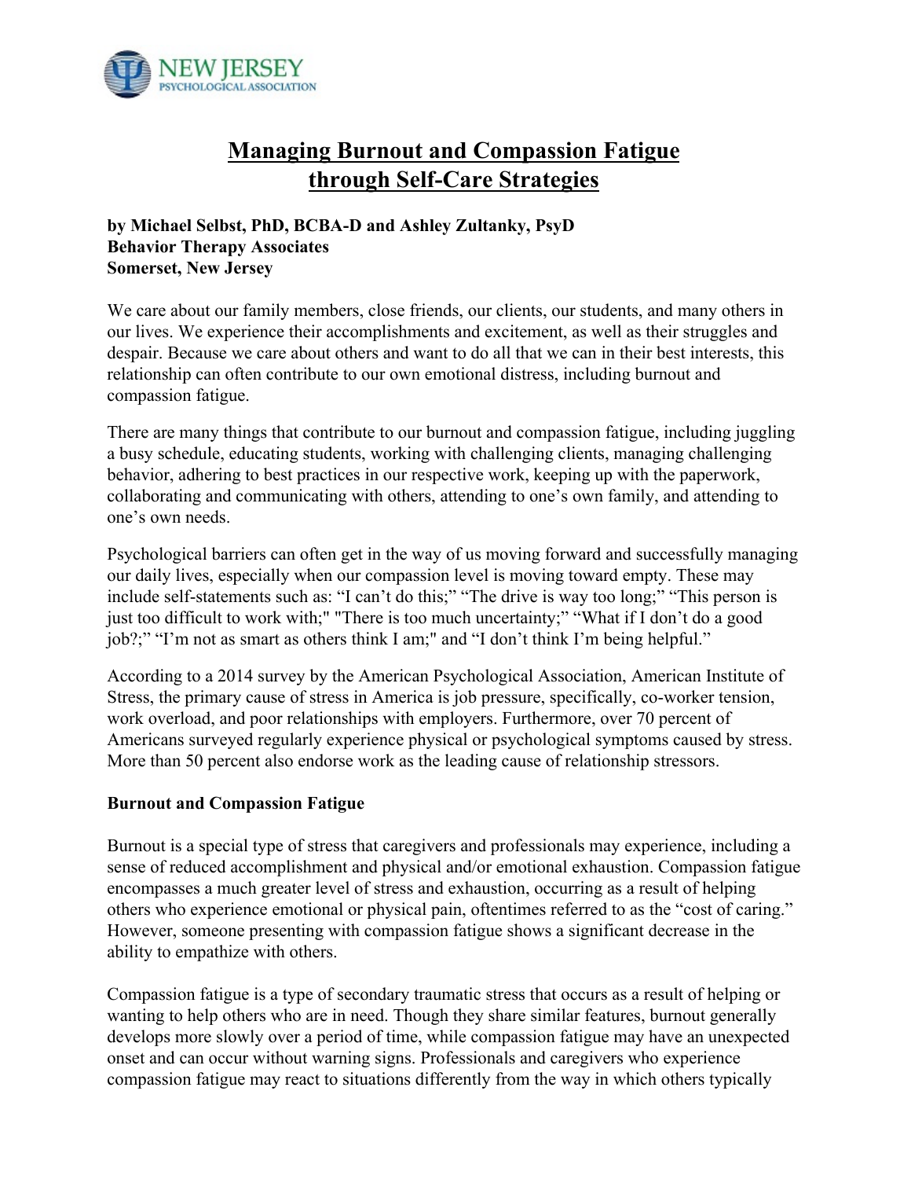# Managing Burnout and Compassion Fatigue through Self-Care Strategies

**by Michael Selbst, PhD, BCBA-D and Ashley Zultanky, PsyD**
**Behavior Therapy Associates**
**Somerset, New Jersey**

We care about our family members, close friends, our clients, our students, and many others in our lives. We experience their accomplishments and excitement, as well as their struggles and despair. Because we care about others and want to do all that we can in their best interests, this relationship can often contribute to our own emotional distress, including burnout and compassion fatigue.

There are many things that contribute to our burnout and compassion fatigue, including juggling a busy schedule, educating students, working with challenging clients, managing challenging behavior, adhering to best practices in our respective work, keeping up with the paperwork, collaborating and communicating with others, attending to one's own family, and attending to one's own needs.

Psychological barriers can often get in the way of us moving forward and successfully managing our daily lives, especially when our compassion level is moving toward empty. These may include self-statements such as: "I can't do this;" "The drive is way too long;" "This person is just too difficult to work with;" "There is too much uncertainty;" "What if I don't do a good job?;" "I'm not as smart as others think I am;" and "I don't think I'm being helpful."

According to a 2014 survey by the American Psychological Association, American Institute of Stress, the primary cause of stress in America is job pressure, specifically, co-worker tension, work overload, and poor relationships with employers. Furthermore, over 70 percent of Americans surveyed regularly experience physical or psychological symptoms caused by stress. More than 50 percent also endorse work as the leading cause of relationship stressors.

## Burnout and Compassion Fatigue

Burnout is a special type of stress that caregivers and professionals may experience, including a sense of reduced accomplishment and physical and/or emotional exhaustion. Compassion fatigue encompasses a much greater level of stress and exhaustion, occurring as a result of helping others who experience emotional or physical pain, oftentimes referred to as the "cost of caring." However, someone presenting with compassion fatigue shows a significant decrease in the ability to empathize with others.

Compassion fatigue is a type of secondary traumatic stress that occurs as a result of helping or wanting to help others who are in need. Though they share similar features, burnout generally develops more slowly over a period of time, while compassion fatigue may have an unexpected onset and can occur without warning signs. Professionals and caregivers who experience compassion fatigue may react to situations differently from the way in which others typically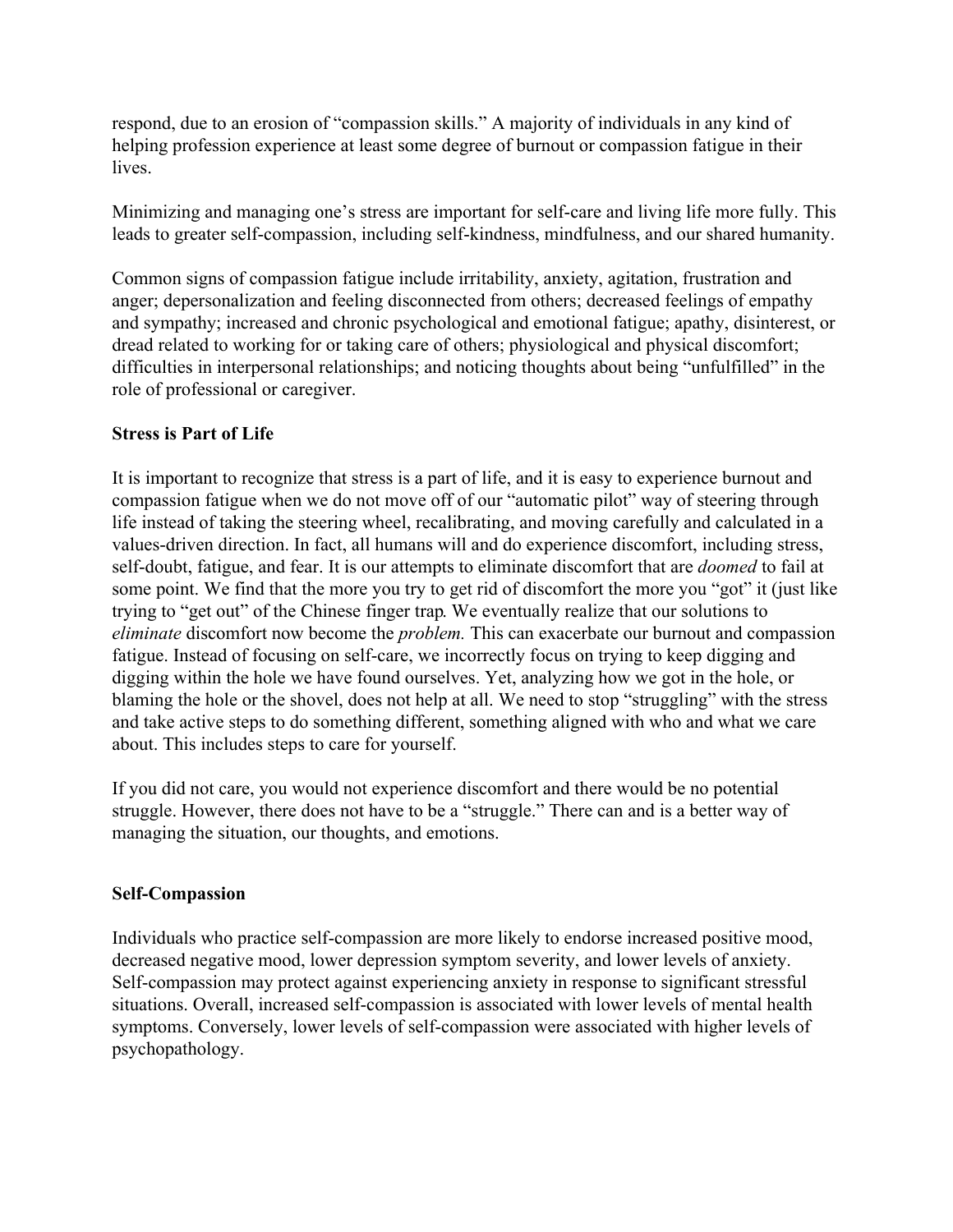respond, due to an erosion of "compassion skills." A majority of individuals in any kind of helping profession experience at least some degree of burnout or compassion fatigue in their lives.

Minimizing and managing one's stress are important for self-care and living life more fully. This leads to greater self-compassion, including self-kindness, mindfulness, and our shared humanity.

Common signs of compassion fatigue include irritability, anxiety, agitation, frustration and anger; depersonalization and feeling disconnected from others; decreased feelings of empathy and sympathy; increased and chronic psychological and emotional fatigue; apathy, disinterest, or dread related to working for or taking care of others; physiological and physical discomfort; difficulties in interpersonal relationships; and noticing thoughts about being "unfulfilled" in the role of professional or caregiver.

**Stress is Part of Life**

It is important to recognize that stress is a part of life, and it is easy to experience burnout and compassion fatigue when we do not move off of our "automatic pilot" way of steering through life instead of taking the steering wheel, recalibrating, and moving carefully and calculated in a values-driven direction. In fact, all humans will and do experience discomfort, including stress, self-doubt, fatigue, and fear. It is our attempts to eliminate discomfort that are *doomed* to fail at some point. We find that the more you try to get rid of discomfort the more you "got" it (just like trying to "get out" of the Chinese finger trap. We eventually realize that our solutions to *eliminate* discomfort now become the *problem.* This can exacerbate our burnout and compassion fatigue. Instead of focusing on self-care, we incorrectly focus on trying to keep digging and digging within the hole we have found ourselves. Yet, analyzing how we got in the hole, or blaming the hole or the shovel, does not help at all. We need to stop "struggling" with the stress and take active steps to do something different, something aligned with who and what we care about. This includes steps to care for yourself.

If you did not care, you would not experience discomfort and there would be no potential struggle. However, there does not have to be a "struggle." There can and is a better way of managing the situation, our thoughts, and emotions.

**Self-Compassion**

Individuals who practice self-compassion are more likely to endorse increased positive mood, decreased negative mood, lower depression symptom severity, and lower levels of anxiety. Self-compassion may protect against experiencing anxiety in response to significant stressful situations. Overall, increased self-compassion is associated with lower levels of mental health symptoms. Conversely, lower levels of self-compassion were associated with higher levels of psychopathology.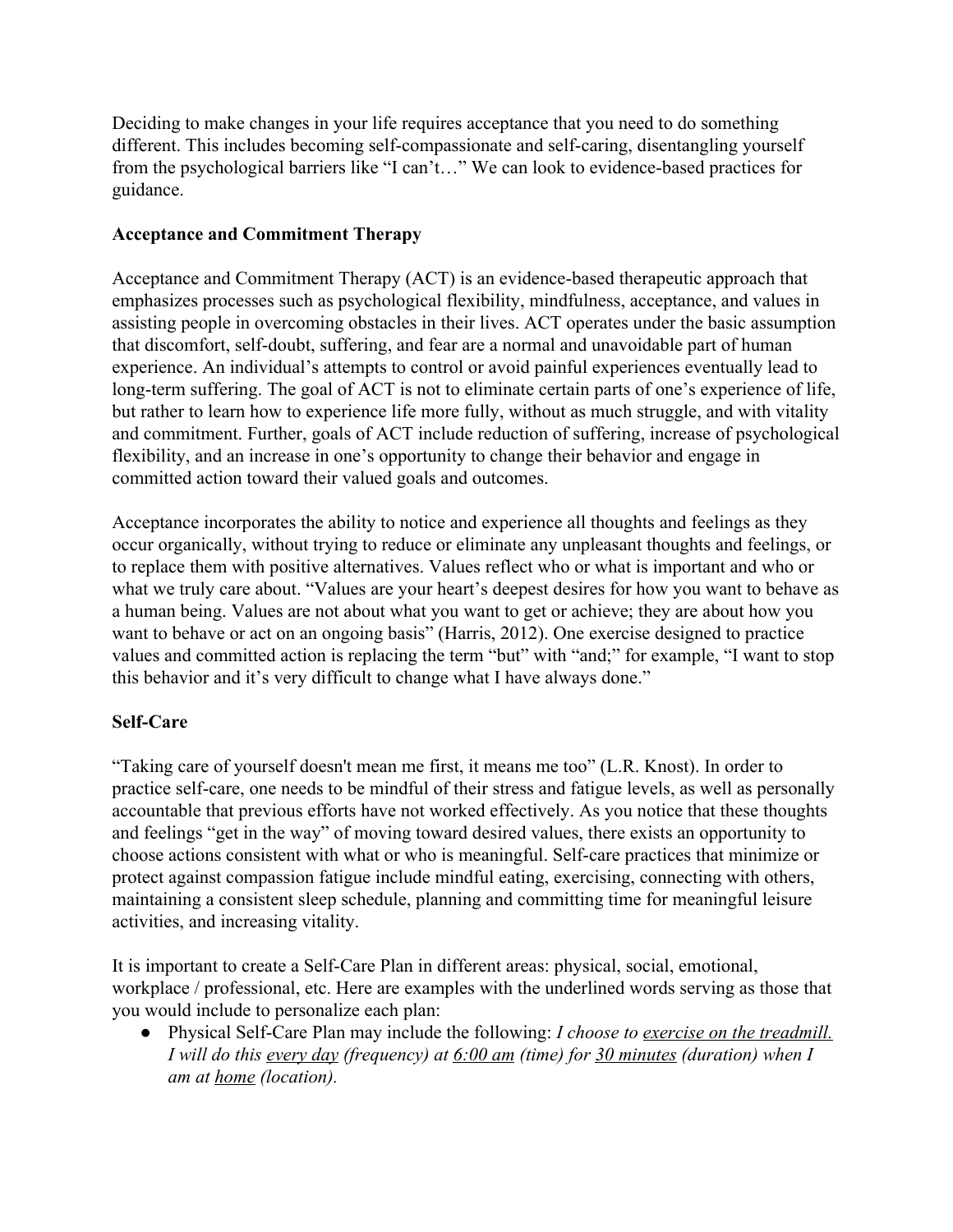Deciding to make changes in your life requires acceptance that you need to do something different. This includes becoming self-compassionate and self-caring, disentangling yourself from the psychological barriers like "I can't…" We can look to evidence-based practices for guidance.

**Acceptance and Commitment Therapy**

Acceptance and Commitment Therapy (ACT) is an evidence-based therapeutic approach that emphasizes processes such as psychological flexibility, mindfulness, acceptance, and values in assisting people in overcoming obstacles in their lives. ACT operates under the basic assumption that discomfort, self-doubt, suffering, and fear are a normal and unavoidable part of human experience. An individual's attempts to control or avoid painful experiences eventually lead to long-term suffering. The goal of ACT is not to eliminate certain parts of one's experience of life, but rather to learn how to experience life more fully, without as much struggle, and with vitality and commitment. Further, goals of ACT include reduction of suffering, increase of psychological flexibility, and an increase in one's opportunity to change their behavior and engage in committed action toward their valued goals and outcomes.

Acceptance incorporates the ability to notice and experience all thoughts and feelings as they occur organically, without trying to reduce or eliminate any unpleasant thoughts and feelings, or to replace them with positive alternatives. Values reflect who or what is important and who or what we truly care about. "Values are your heart's deepest desires for how you want to behave as a human being. Values are not about what you want to get or achieve; they are about how you want to behave or act on an ongoing basis" (Harris, 2012). One exercise designed to practice values and committed action is replacing the term "but" with "and;" for example, "I want to stop this behavior and it's very difficult to change what I have always done."

**Self-Care**

"Taking care of yourself doesn't mean me first, it means me too" (L.R. Knost). In order to practice self-care, one needs to be mindful of their stress and fatigue levels, as well as personally accountable that previous efforts have not worked effectively. As you notice that these thoughts and feelings "get in the way" of moving toward desired values, there exists an opportunity to choose actions consistent with what or who is meaningful. Self-care practices that minimize or protect against compassion fatigue include mindful eating, exercising, connecting with others, maintaining a consistent sleep schedule, planning and committing time for meaningful leisure activities, and increasing vitality.

It is important to create a Self-Care Plan in different areas: physical, social, emotional, workplace / professional, etc. Here are examples with the underlined words serving as those that you would include to personalize each plan:

- Physical Self-Care Plan may include the following: *I choose to <u>exercise on the treadmill.</u> I will do this <u>every day</u> (frequency) at <u>6:00 am</u> (time) for <u>30 minutes</u> (duration) when I am at <u>home</u> (location).*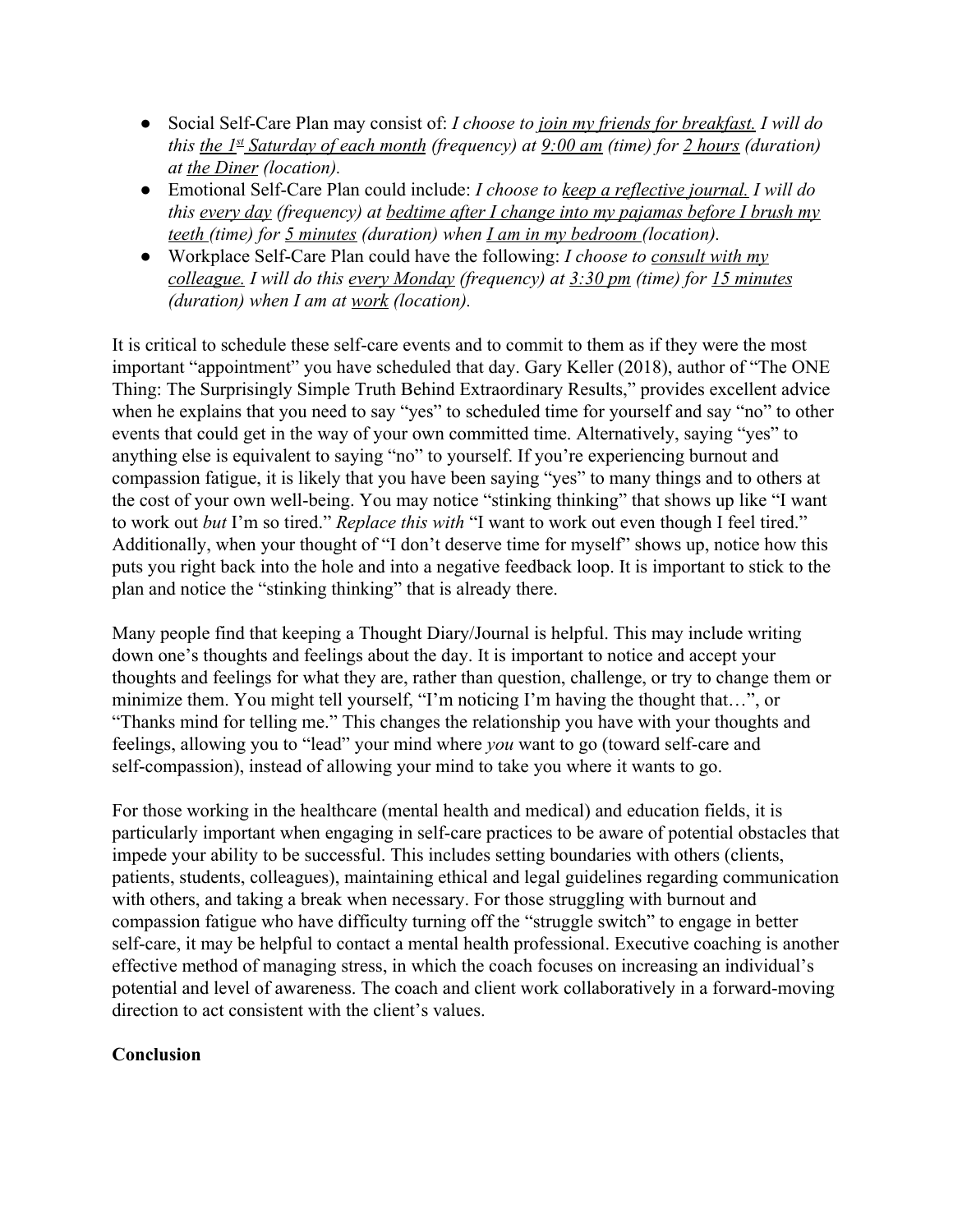- Social Self-Care Plan may consist of: *I choose to* *join my friends for breakfast.* *I will do this* *the 1st Saturday of each month* *(frequency) at* *9:00 am* *(time) for* *2 hours* *(duration) at* *the Diner* *(location).*
- Emotional Self-Care Plan could include: *I choose to* *keep a reflective journal.* *I will do this* *every day* *(frequency) at* *bedtime after I change into my pajamas before I brush my teeth* *(time) for* *5 minutes* *(duration) when* *I am in my bedroom* *(location).*
- Workplace Self-Care Plan could have the following: *I choose to* *consult with my colleague.* *I will do this* *every Monday* *(frequency) at* *3:30 pm* *(time) for* *15 minutes* *(duration) when I am at* *work* *(location).*

It is critical to schedule these self-care events and to commit to them as if they were the most important "appointment" you have scheduled that day. Gary Keller (2018), author of "The ONE Thing: The Surprisingly Simple Truth Behind Extraordinary Results," provides excellent advice when he explains that you need to say "yes" to scheduled time for yourself and say "no" to other events that could get in the way of your own committed time. Alternatively, saying "yes" to anything else is equivalent to saying "no" to yourself. If you're experiencing burnout and compassion fatigue, it is likely that you have been saying "yes" to many things and to others at the cost of your own well-being. You may notice "stinking thinking" that shows up like "I want to work out *but* I'm so tired." *Replace this with* "I want to work out even though I feel tired." Additionally, when your thought of "I don't deserve time for myself" shows up, notice how this puts you right back into the hole and into a negative feedback loop. It is important to stick to the plan and notice the "stinking thinking" that is already there.

Many people find that keeping a Thought Diary/Journal is helpful. This may include writing down one's thoughts and feelings about the day. It is important to notice and accept your thoughts and feelings for what they are, rather than question, challenge, or try to change them or minimize them. You might tell yourself, "I'm noticing I'm having the thought that…", or "Thanks mind for telling me." This changes the relationship you have with your thoughts and feelings, allowing you to "lead" your mind where *you* want to go (toward self-care and self-compassion), instead of allowing your mind to take you where it wants to go.

For those working in the healthcare (mental health and medical) and education fields, it is particularly important when engaging in self-care practices to be aware of potential obstacles that impede your ability to be successful. This includes setting boundaries with others (clients, patients, students, colleagues), maintaining ethical and legal guidelines regarding communication with others, and taking a break when necessary. For those struggling with burnout and compassion fatigue who have difficulty turning off the "struggle switch" to engage in better self-care, it may be helpful to contact a mental health professional. Executive coaching is another effective method of managing stress, in which the coach focuses on increasing an individual's potential and level of awareness. The coach and client work collaboratively in a forward-moving direction to act consistent with the client's values.

**Conclusion**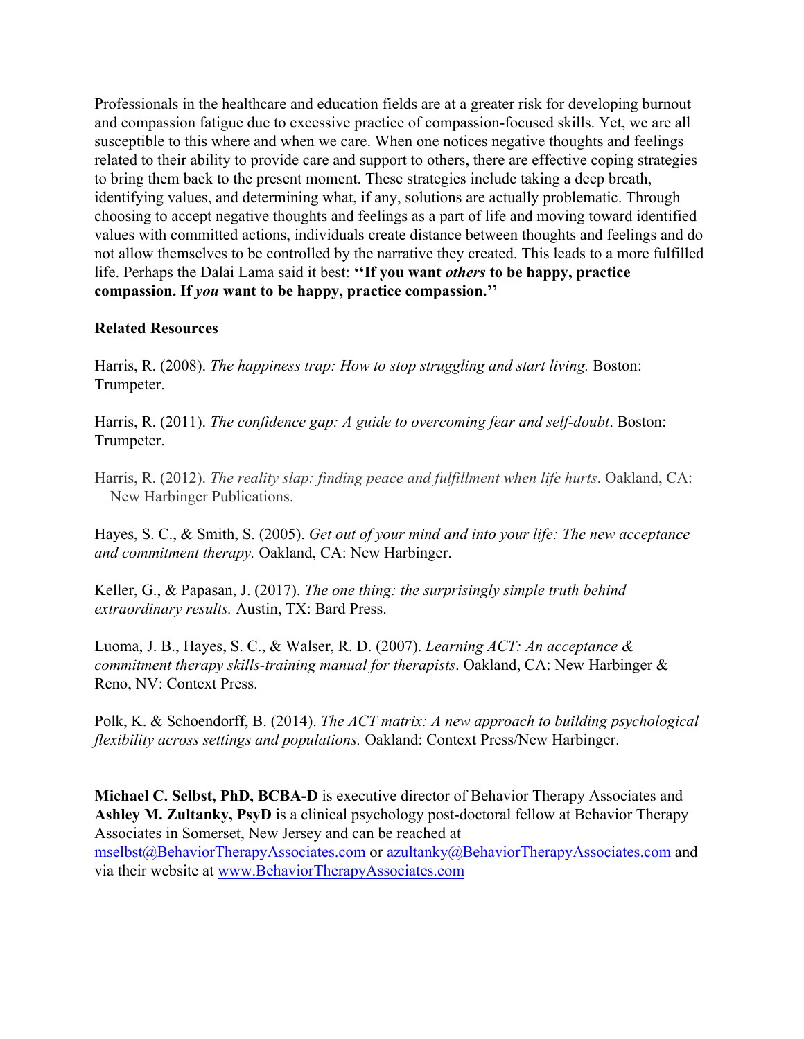Professionals in the healthcare and education fields are at a greater risk for developing burnout and compassion fatigue due to excessive practice of compassion-focused skills. Yet, we are all susceptible to this where and when we care. When one notices negative thoughts and feelings related to their ability to provide care and support to others, there are effective coping strategies to bring them back to the present moment. These strategies include taking a deep breath, identifying values, and determining what, if any, solutions are actually problematic. Through choosing to accept negative thoughts and feelings as a part of life and moving toward identified values with committed actions, individuals create distance between thoughts and feelings and do not allow themselves to be controlled by the narrative they created. This leads to a more fulfilled life. Perhaps the Dalai Lama said it best: **''If you want *others* to be happy, practice compassion. If *you* want to be happy, practice compassion.''**

**Related Resources**

Harris, R. (2008). *The happiness trap: How to stop struggling and start living.* Boston: Trumpeter.

Harris, R. (2011). *The confidence gap: A guide to overcoming fear and self-doubt*. Boston: Trumpeter.

Harris, R. (2012). *The reality slap: finding peace and fulfillment when life hurts*. Oakland, CA: New Harbinger Publications.

Hayes, S. C., & Smith, S. (2005). *Get out of your mind and into your life: The new acceptance and commitment therapy.* Oakland, CA: New Harbinger.

Keller, G., & Papasan, J. (2017). *The one thing: the surprisingly simple truth behind extraordinary results.* Austin, TX: Bard Press.

Luoma, J. B., Hayes, S. C., & Walser, R. D. (2007). *Learning ACT: An acceptance & commitment therapy skills-training manual for therapists*. Oakland, CA: New Harbinger & Reno, NV: Context Press.

Polk, K. & Schoendorff, B. (2014). *The ACT matrix: A new approach to building psychological flexibility across settings and populations.* Oakland: Context Press/New Harbinger.

**Michael C. Selbst, PhD, BCBA-D** is executive director of Behavior Therapy Associates and **Ashley M. Zultanky, PsyD** is a clinical psychology post-doctoral fellow at Behavior Therapy Associates in Somerset, New Jersey and can be reached at mselbst@BehaviorTherapyAssociates.com or azultanky@BehaviorTherapyAssociates.com and via their website at www.BehaviorTherapyAssociates.com